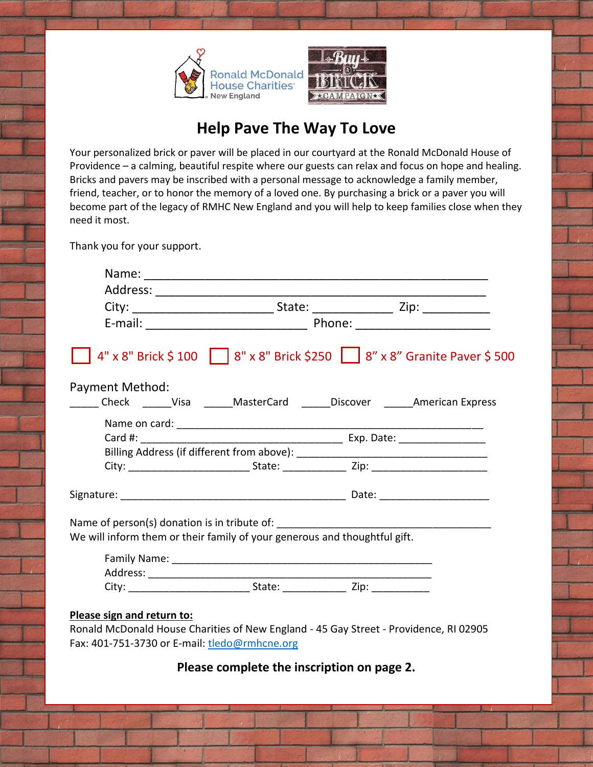Ronald McDonald House Charities New England

Buy a Brick Campaign

# Help Pave The Way To Love

Your personalized brick or paver will be placed in our courtyard at the Ronald McDonald House of Providence – a calming, beautiful respite where our guests can relax and focus on hope and healing. Bricks and pavers may be inscribed with a personal message to acknowledge a family member, friend, teacher, or to honor the memory of a loved one. By purchasing a brick or a paver you will become part of the legacy of RMHC New England and you will help to keep families close when they need it most.

Thank you for your support.

Name: ____________________________________________________
Address: __________________________________________________
City: _____________________ State: ____________ Zip: __________
E-mail: ________________________ Phone: ____________________

☐ 4" x 8" Brick $ 100 ☐ 8" x 8" Brick $250 ☐ 8” x 8” Granite Paver $ 500

Payment Method:

_____ Check _____Visa _____MasterCard _____Discover _____American Express

Name on card: ________________________________________________
Card #: ____________________________________ Exp. Date: _______________
Billing Address (if different from above): ___________________________________
City: _____________________ State: ___________ Zip: ____________________

Signature: ________________________________________ Date: ___________________

Name of person(s) donation is in tribute of: ______________________________________
We will inform them or their family of your generous and thoughtful gift.

Family Name: _____________________________________________
Address: _________________________________________________
City: _____________________ State: ___________ Zip: __________

**Please sign and return to:**
Ronald McDonald House Charities of New England - 45 Gay Street - Providence, RI 02905
Fax: 401-751-3730 or E-mail: tledo@rmhcne.org

**Please complete the inscription on page 2.**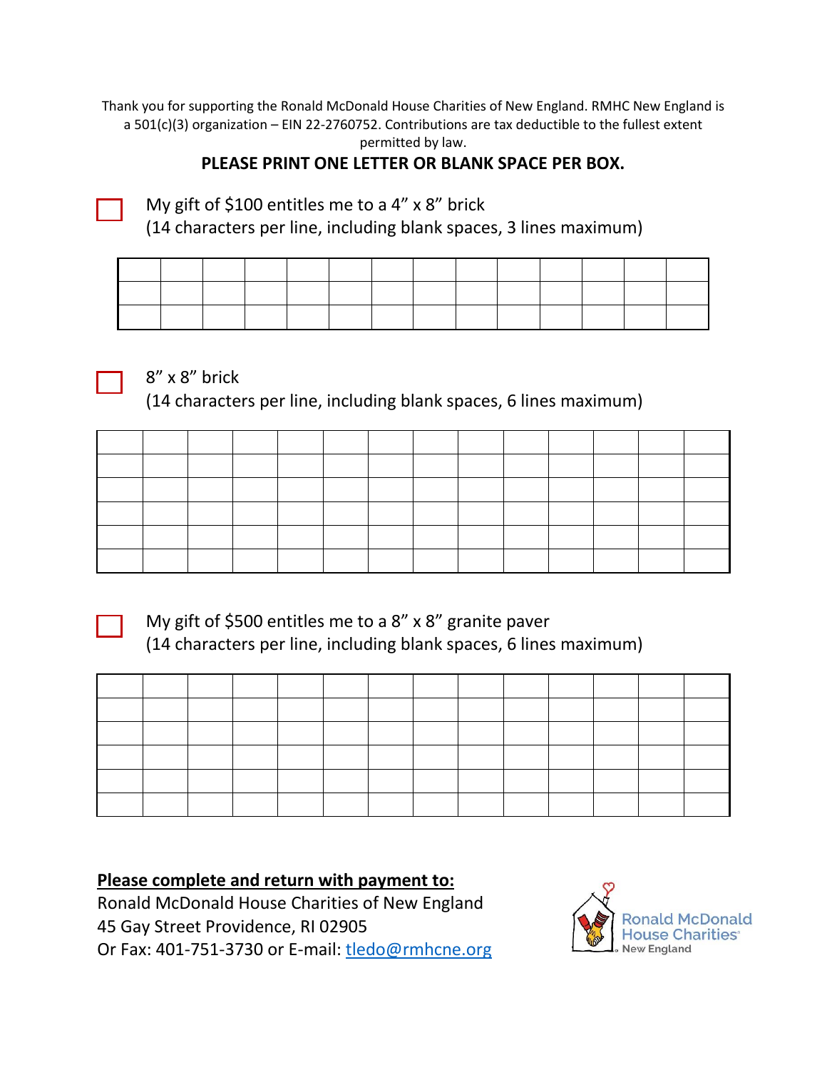Thank you for supporting the Ronald McDonald House Charities of New England. RMHC New England is a 501(c)(3) organization – EIN 22-2760752. Contributions are tax deductible to the fullest extent permitted by law.

**PLEASE PRINT ONE LETTER OR BLANK SPACE PER BOX.**

☐ My gift of $100 entitles me to a 4" x 8" brick
(14 characters per line, including blank spaces, 3 lines maximum)

| | | | | | | | | | | | | | |
|---|---|---|---|---|---|---|---|---|---|---|---|---|---|
| | | | | | | | | | | | | | |
| | | | | | | | | | | | | | |
| | | | | | | | | | | | | | |

☐ 8" x 8" brick
(14 characters per line, including blank spaces, 6 lines maximum)

| | | | | | | | | | | | | | |
|---|---|---|---|---|---|---|---|---|---|---|---|---|---|
| | | | | | | | | | | | | | |
| | | | | | | | | | | | | | |
| | | | | | | | | | | | | | |
| | | | | | | | | | | | | | |
| | | | | | | | | | | | | | |
| | | | | | | | | | | | | | |

☐ My gift of $500 entitles me to a 8" x 8" granite paver
(14 characters per line, including blank spaces, 6 lines maximum)

| | | | | | | | | | | | | | |
|---|---|---|---|---|---|---|---|---|---|---|---|---|---|
| | | | | | | | | | | | | | |
| | | | | | | | | | | | | | |
| | | | | | | | | | | | | | |
| | | | | | | | | | | | | | |
| | | | | | | | | | | | | | |
| | | | | | | | | | | | | | |

**<u>Please complete and return with payment to:</u>**
Ronald McDonald House Charities of New England
45 Gay Street Providence, RI 02905
Or Fax: 401-751-3730 or E-mail: tledo@rmhcne.org

Ronald McDonald House Charities New England